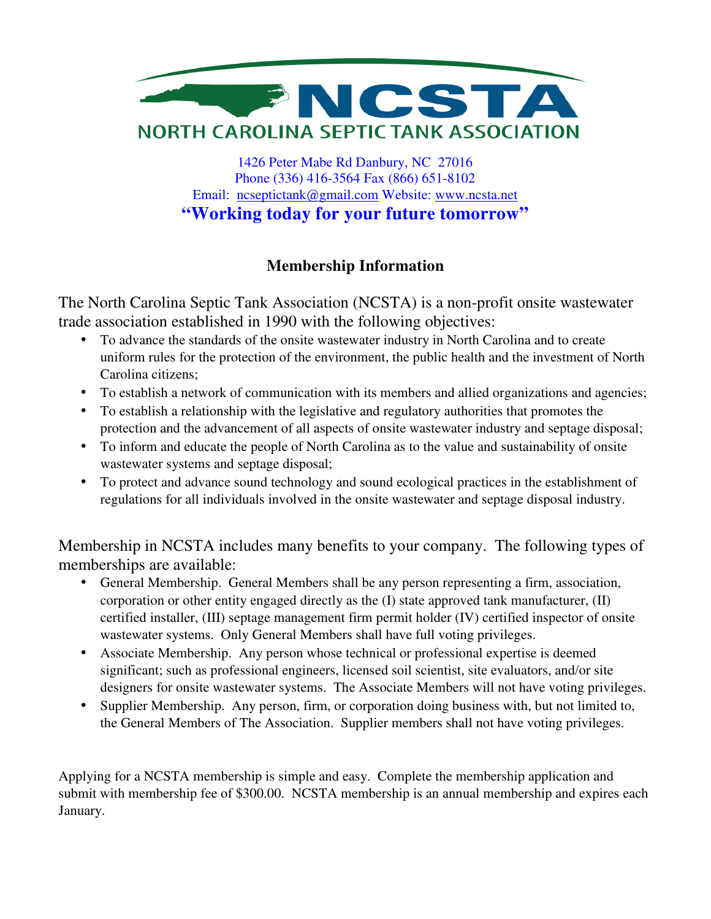# NCSTA

## NORTH CAROLINA SEPTIC TANK ASSOCIATION

1426 Peter Mabe Rd Danbury, NC 27016
Phone (336) 416-3564 Fax (866) 651-8102
Email: ncseptictank@gmail.com Website: www.ncsta.net

**"Working today for your future tomorrow"**

### Membership Information

The North Carolina Septic Tank Association (NCSTA) is a non-profit onsite wastewater trade association established in 1990 with the following objectives:

- To advance the standards of the onsite wastewater industry in North Carolina and to create uniform rules for the protection of the environment, the public health and the investment of North Carolina citizens;
- To establish a network of communication with its members and allied organizations and agencies;
- To establish a relationship with the legislative and regulatory authorities that promotes the protection and the advancement of all aspects of onsite wastewater industry and septage disposal;
- To inform and educate the people of North Carolina as to the value and sustainability of onsite wastewater systems and septage disposal;
- To protect and advance sound technology and sound ecological practices in the establishment of regulations for all individuals involved in the onsite wastewater and septage disposal industry.

Membership in NCSTA includes many benefits to your company. The following types of memberships are available:

- General Membership. General Members shall be any person representing a firm, association, corporation or other entity engaged directly as the (I) state approved tank manufacturer, (II) certified installer, (III) septage management firm permit holder (IV) certified inspector of onsite wastewater systems. Only General Members shall have full voting privileges.
- Associate Membership. Any person whose technical or professional expertise is deemed significant; such as professional engineers, licensed soil scientist, site evaluators, and/or site designers for onsite wastewater systems. The Associate Members will not have voting privileges.
- Supplier Membership. Any person, firm, or corporation doing business with, but not limited to, the General Members of The Association. Supplier members shall not have voting privileges.

Applying for a NCSTA membership is simple and easy. Complete the membership application and submit with membership fee of $300.00. NCSTA membership is an annual membership and expires each January.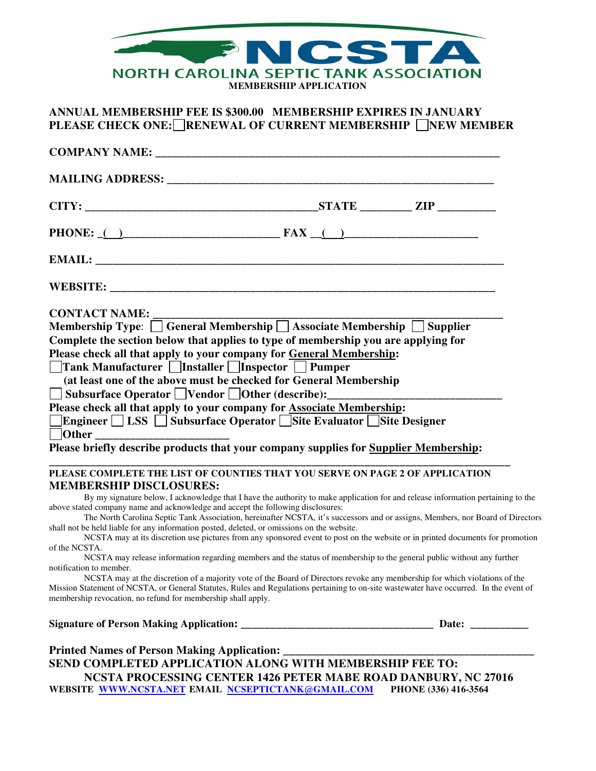# NCSTA

## NORTH CAROLINA SEPTIC TANK ASSOCIATION

**MEMBERSHIP APPLICATION**

**ANNUAL MEMBERSHIP FEE IS $300.00 MEMBERSHIP EXPIRES IN JANUARY**
**PLEASE CHECK ONE: ☐ RENEWAL OF CURRENT MEMBERSHIP ☐ NEW MEMBER**

**COMPANY NAME:** ____________________________________________________________

**MAILING ADDRESS:** _________________________________________________________

**CITY:** ________________________________________ **STATE** ________ **ZIP** _________

**PHONE:** ( ) __________________________ **FAX** ( ) ______________________

**EMAIL:** _________________________________________________________________________

**WEBSITE:** ______________________________________________________________________

**CONTACT NAME:** ___________________________________________________________

**Membership Type**: ☐ **General Membership** ☐ **Associate Membership** ☐ **Supplier**

**Complete the section below that applies to type of membership you are applying for**

**Please check all that apply to your company for General Membership:**

☐ **Tank Manufacturer** ☐ **Installer** ☐ **Inspector** ☐ **Pumper**

**(at least one of the above must be checked for General Membership**

☐ **Subsurface Operator** ☐ **Vendor** ☐ **Other (describe):** ____________________________

**Please check all that apply to your company for Associate Membership:**

☐ **Engineer** ☐ **LSS** ☐ **Subsurface Operator** ☐ **Site Evaluator** ☐ **Site Designer**

☐ **Other** ______________________

**Please briefly describe products that your company supplies for Supplier Membership:**

_______________________________________________________________________________

**PLEASE COMPLETE THE LIST OF COUNTIES THAT YOU SERVE ON PAGE 2 OF APPLICATION**

## MEMBERSHIP DISCLOSURES:

By my signature below, I acknowledge that I have the authority to make application for and release information pertaining to the above stated company name and acknowledge and accept the following disclosures:

The North Carolina Septic Tank Association, hereinafter NCSTA, it's successors and or assigns, Members, nor Board of Directors shall not be held liable for any information posted, deleted, or omissions on the website.

NCSTA may at its discretion use pictures from any sponsored event to post on the website or in printed documents for promotion of the NCSTA.

NCSTA may release information regarding members and the status of membership to the general public without any further notification to member.

NCSTA may at the discretion of a majority vote of the Board of Directors revoke any membership for which violations of the Mission Statement of NCSTA, or General Statutes, Rules and Regulations pertaining to on-site wastewater have occurred. In the event of membership revocation, no refund for membership shall apply.

**Signature of Person Making Application:** ________________________________ **Date:** __________

**Printed Names of Person Making Application:** ________________________________________

**SEND COMPLETED APPLICATION ALONG WITH MEMBERSHIP FEE TO:**

**NCSTA PROCESSING CENTER 1426 PETER MABE ROAD DANBURY, NC 27016**

**WEBSITE** [WWW.NCSTA.NET](http://WWW.NCSTA.NET) **EMAIL** [NCSEPTICTANK@GMAIL.COM](mailto:NCSEPTICTANK@GMAIL.COM) **PHONE (336) 416-3564**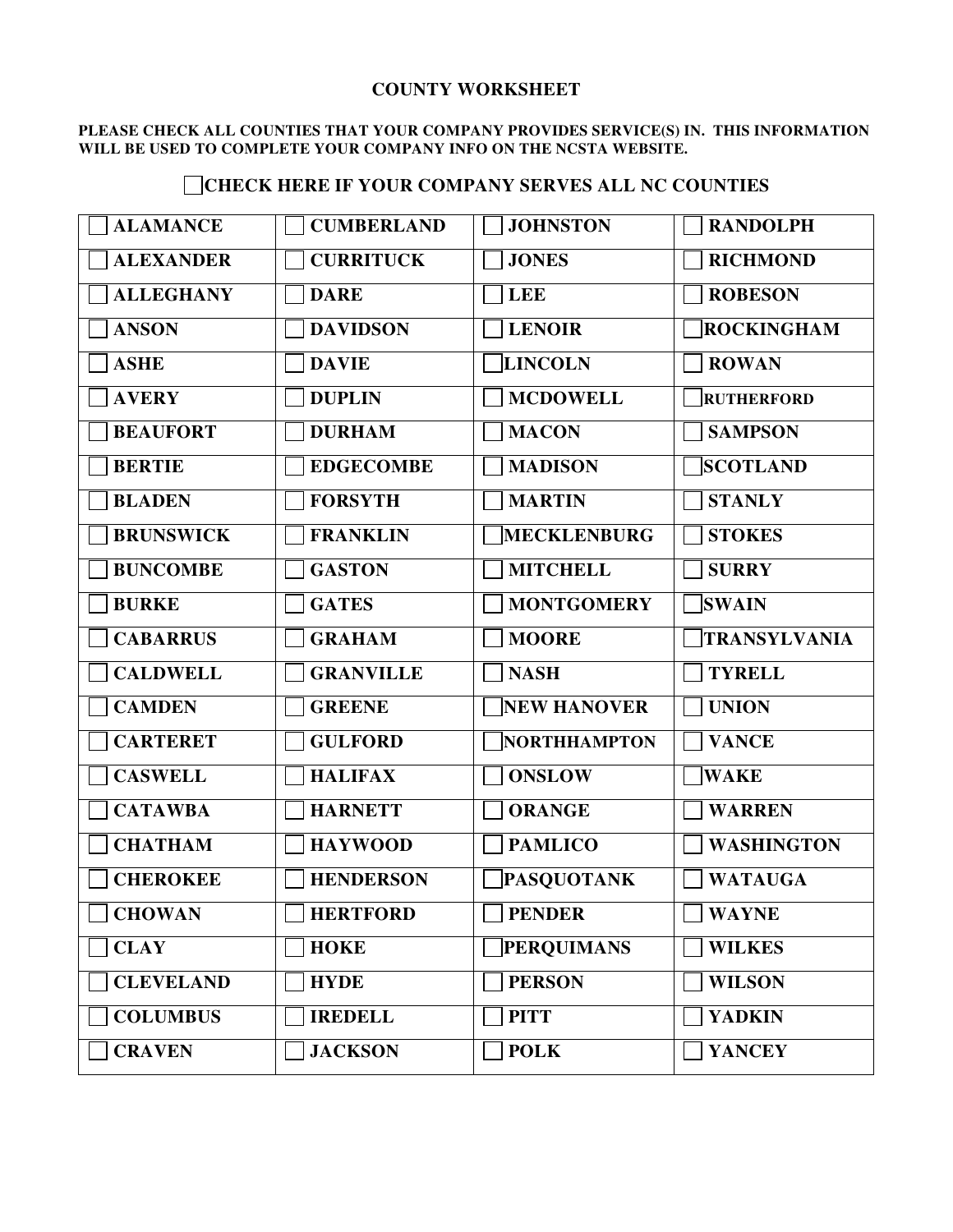# COUNTY WORKSHEET

**PLEASE CHECK ALL COUNTIES THAT YOUR COMPANY PROVIDES SERVICE(S) IN. THIS INFORMATION WILL BE USED TO COMPLETE YOUR COMPANY INFO ON THE NCSTA WEBSITE.**

**☐ CHECK HERE IF YOUR COMPANY SERVES ALL NC COUNTIES**

| | | | |
|---|---|---|---|
| ☐ ALAMANCE | ☐ CUMBERLAND | ☐ JOHNSTON | ☐ RANDOLPH |
| ☐ ALEXANDER | ☐ CURRITUCK | ☐ JONES | ☐ RICHMOND |
| ☐ ALLEGHANY | ☐ DARE | ☐ LEE | ☐ ROBESON |
| ☐ ANSON | ☐ DAVIDSON | ☐ LENOIR | ☐ ROCKINGHAM |
| ☐ ASHE | ☐ DAVIE | ☐ LINCOLN | ☐ ROWAN |
| ☐ AVERY | ☐ DUPLIN | ☐ MCDOWELL | ☐ RUTHERFORD |
| ☐ BEAUFORT | ☐ DURHAM | ☐ MACON | ☐ SAMPSON |
| ☐ BERTIE | ☐ EDGECOMBE | ☐ MADISON | ☐ SCOTLAND |
| ☐ BLADEN | ☐ FORSYTH | ☐ MARTIN | ☐ STANLY |
| ☐ BRUNSWICK | ☐ FRANKLIN | ☐ MECKLENBURG | ☐ STOKES |
| ☐ BUNCOMBE | ☐ GASTON | ☐ MITCHELL | ☐ SURRY |
| ☐ BURKE | ☐ GATES | ☐ MONTGOMERY | ☐ SWAIN |
| ☐ CABARRUS | ☐ GRAHAM | ☐ MOORE | ☐ TRANSYLVANIA |
| ☐ CALDWELL | ☐ GRANVILLE | ☐ NASH | ☐ TYRELL |
| ☐ CAMDEN | ☐ GREENE | ☐ NEW HANOVER | ☐ UNION |
| ☐ CARTERET | ☐ GULFORD | ☐ NORTHHAMPTON | ☐ VANCE |
| ☐ CASWELL | ☐ HALIFAX | ☐ ONSLOW | ☐ WAKE |
| ☐ CATAWBA | ☐ HARNETT | ☐ ORANGE | ☐ WARREN |
| ☐ CHATHAM | ☐ HAYWOOD | ☐ PAMLICO | ☐ WASHINGTON |
| ☐ CHEROKEE | ☐ HENDERSON | ☐ PASQUOTANK | ☐ WATAUGA |
| ☐ CHOWAN | ☐ HERTFORD | ☐ PENDER | ☐ WAYNE |
| ☐ CLAY | ☐ HOKE | ☐ PERQUIMANS | ☐ WILKES |
| ☐ CLEVELAND | ☐ HYDE | ☐ PERSON | ☐ WILSON |
| ☐ COLUMBUS | ☐ IREDELL | ☐ PITT | ☐ YADKIN |
| ☐ CRAVEN | ☐ JACKSON | ☐ POLK | ☐ YANCEY |